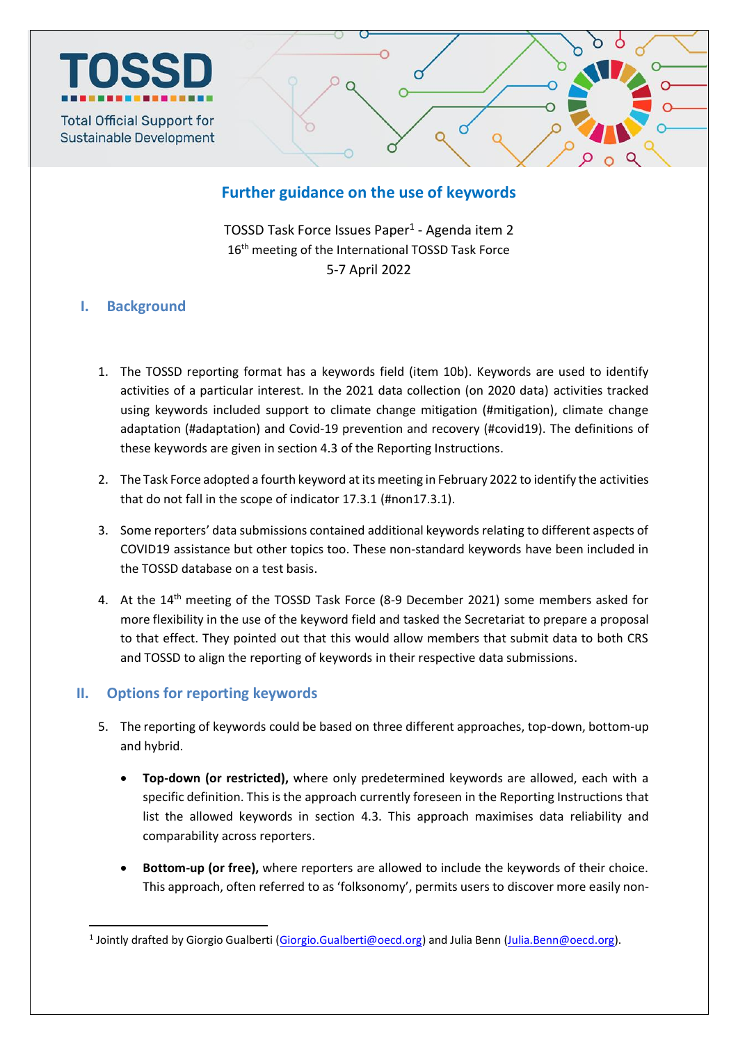TOSSD

Total Official Support for Sustainable Development

# Further guidance on the use of keywords

TOSSD Task Force Issues Paper[1] - Agenda item 2
16th meeting of the International TOSSD Task Force
5-7 April 2022

## I. Background

1. The TOSSD reporting format has a keywords field (item 10b). Keywords are used to identify activities of a particular interest. In the 2021 data collection (on 2020 data) activities tracked using keywords included support to climate change mitigation (#mitigation), climate change adaptation (#adaptation) and Covid-19 prevention and recovery (#covid19). The definitions of these keywords are given in section 4.3 of the Reporting Instructions.

2. The Task Force adopted a fourth keyword at its meeting in February 2022 to identify the activities that do not fall in the scope of indicator 17.3.1 (#non17.3.1).

3. Some reporters' data submissions contained additional keywords relating to different aspects of COVID19 assistance but other topics too. These non-standard keywords have been included in the TOSSD database on a test basis.

4. At the 14th meeting of the TOSSD Task Force (8-9 December 2021) some members asked for more flexibility in the use of the keyword field and tasked the Secretariat to prepare a proposal to that effect. They pointed out that this would allow members that submit data to both CRS and TOSSD to align the reporting of keywords in their respective data submissions.

## II. Options for reporting keywords

5. The reporting of keywords could be based on three different approaches, top-down, bottom-up and hybrid.

   - **Top-down (or restricted),** where only predetermined keywords are allowed, each with a specific definition. This is the approach currently foreseen in the Reporting Instructions that list the allowed keywords in section 4.3. This approach maximises data reliability and comparability across reporters.

   - **Bottom-up (or free),** where reporters are allowed to include the keywords of their choice. This approach, often referred to as 'folksonomy', permits users to discover more easily non-

[1] Jointly drafted by Giorgio Gualberti (Giorgio.Gualberti@oecd.org) and Julia Benn (Julia.Benn@oecd.org).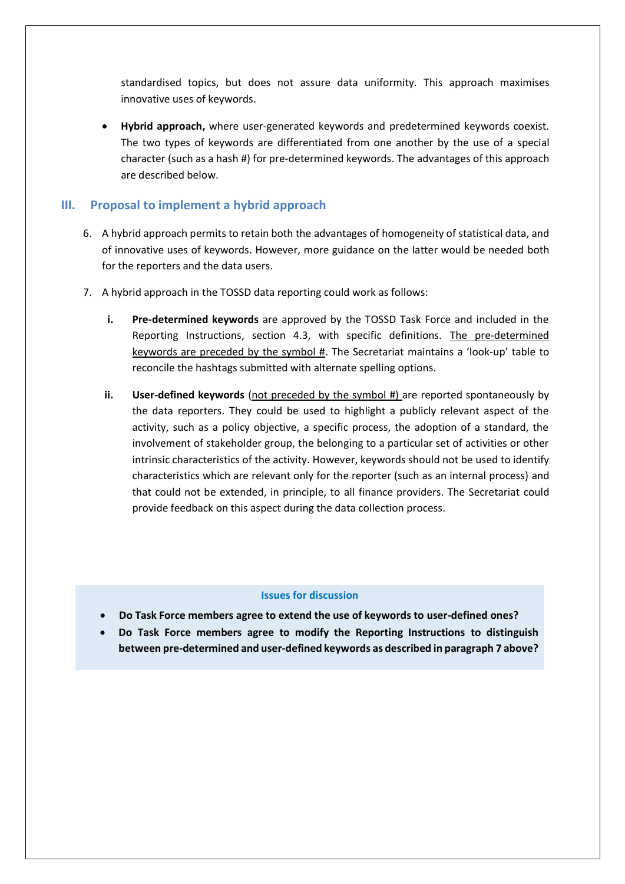standardised topics, but does not assure data uniformity. This approach maximises innovative uses of keywords.

- **Hybrid approach,** where user-generated keywords and predetermined keywords coexist. The two types of keywords are differentiated from one another by the use of a special character (such as a hash #) for pre-determined keywords. The advantages of this approach are described below.

## III. Proposal to implement a hybrid approach

6. A hybrid approach permits to retain both the advantages of homogeneity of statistical data, and of innovative uses of keywords. However, more guidance on the latter would be needed both for the reporters and the data users.

7. A hybrid approach in the TOSSD data reporting could work as follows:

   i. **Pre-determined keywords** are approved by the TOSSD Task Force and included in the Reporting Instructions, section 4.3, with specific definitions. The pre-determined keywords are preceded by the symbol #. The Secretariat maintains a 'look-up' table to reconcile the hashtags submitted with alternate spelling options.

   ii. **User-defined keywords** (not preceded by the symbol #) are reported spontaneously by the data reporters. They could be used to highlight a publicly relevant aspect of the activity, such as a policy objective, a specific process, the adoption of a standard, the involvement of stakeholder group, the belonging to a particular set of activities or other intrinsic characteristics of the activity. However, keywords should not be used to identify characteristics which are relevant only for the reporter (such as an internal process) and that could not be extended, in principle, to all finance providers. The Secretariat could provide feedback on this aspect during the data collection process.

**Issues for discussion**

- **Do Task Force members agree to extend the use of keywords to user-defined ones?**
- **Do Task Force members agree to modify the Reporting Instructions to distinguish between pre-determined and user-defined keywords as described in paragraph 7 above?**